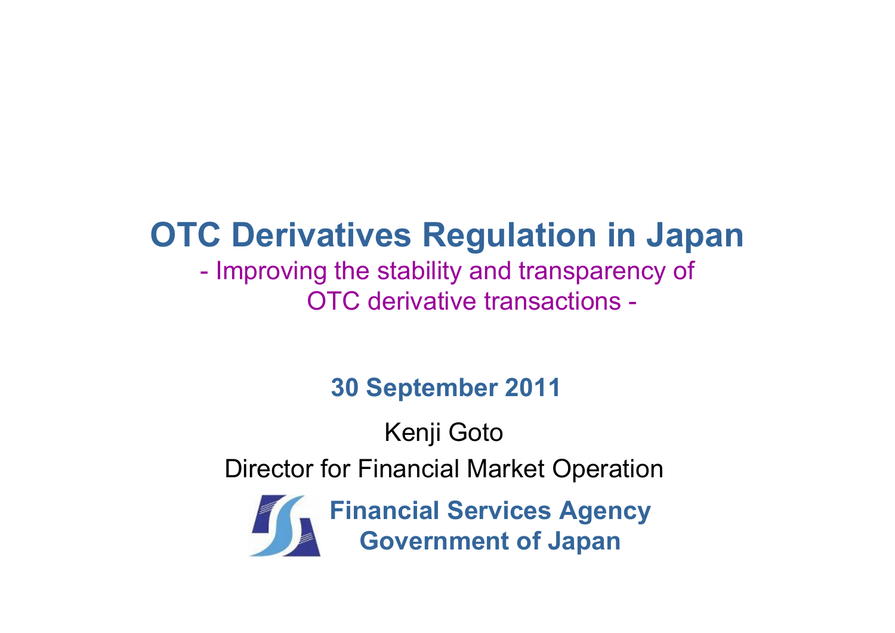# OTC Derivatives Regulation in Japan

- Improving the stability and transparency of OTC derivative transactions -

**30 September 2011**

Kenji Goto

Director for Financial Market Operation

**Financial Services Agency**
**Government of Japan**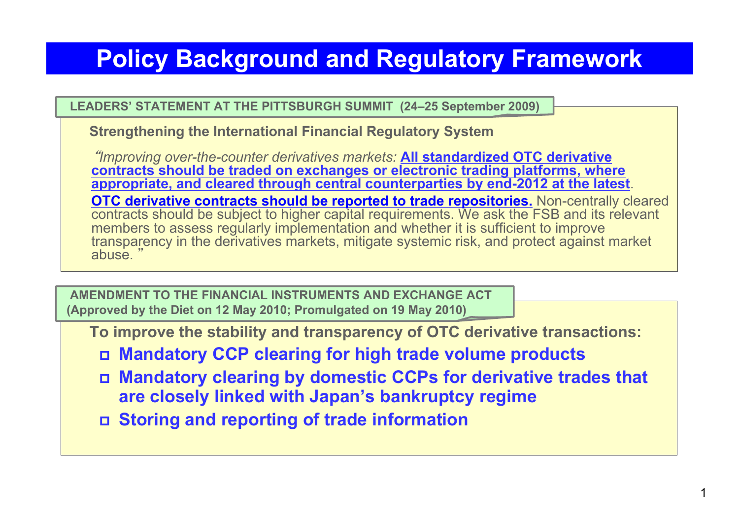# Policy Background and Regulatory Framework

## LEADERS' STATEMENT AT THE PITTSBURGH SUMMIT (24–25 September 2009)

**Strengthening the International Financial Regulatory System**

"*Improving over-the-counter derivatives markets:* **All standardized OTC derivative contracts should be traded on exchanges or electronic trading platforms, where appropriate, and cleared through central counterparties by end-2012 at the latest**. **OTC derivative contracts should be reported to trade repositories.** Non-centrally cleared contracts should be subject to higher capital requirements. We ask the FSB and its relevant members to assess regularly implementation and whether it is sufficient to improve transparency in the derivatives markets, mitigate systemic risk, and protect against market abuse."

## AMENDMENT TO THE FINANCIAL INSTRUMENTS AND EXCHANGE ACT (Approved by the Diet on 12 May 2010; Promulgated on 19 May 2010)

**To improve the stability and transparency of OTC derivative transactions:**

- **Mandatory CCP clearing for high trade volume products**
- **Mandatory clearing by domestic CCPs for derivative trades that are closely linked with Japan's bankruptcy regime**
- **Storing and reporting of trade information**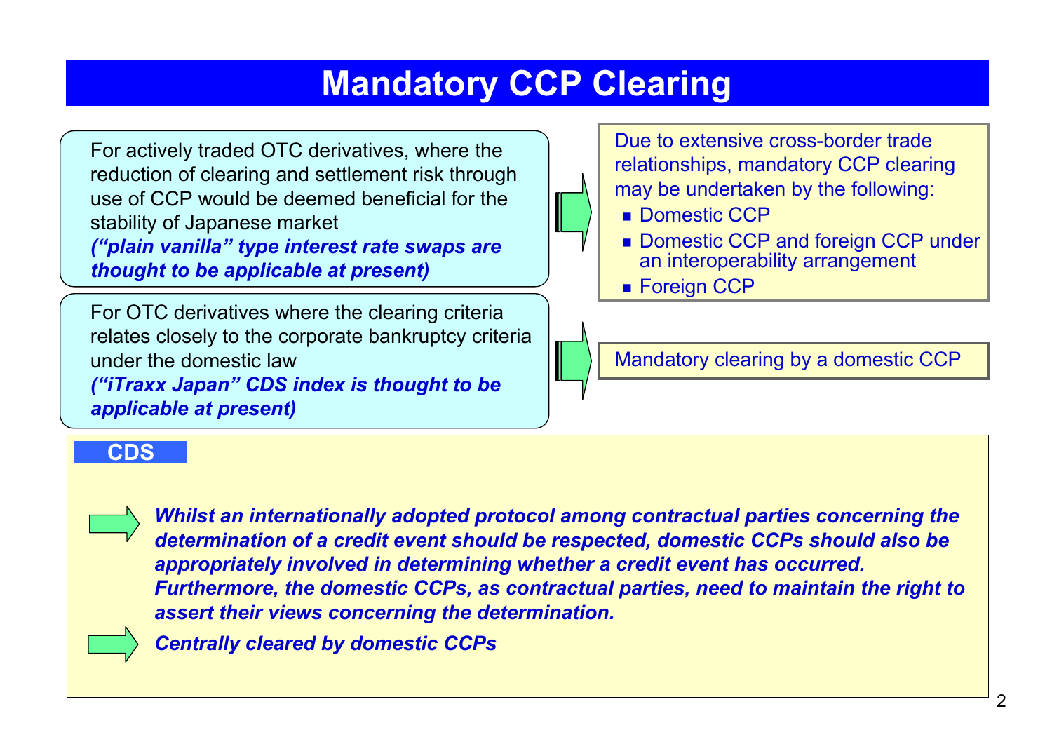# Mandatory CCP Clearing

For actively traded OTC derivatives, where the reduction of clearing and settlement risk through use of CCP would be deemed beneficial for the stability of Japanese market
***(“plain vanilla” type interest rate swaps are thought to be applicable at present)***

→ Due to extensive cross-border trade relationships, mandatory CCP clearing may be undertaken by the following:

- Domestic CCP
- Domestic CCP and foreign CCP under an interoperability arrangement
- Foreign CCP

For OTC derivatives where the clearing criteria relates closely to the corporate bankruptcy criteria under the domestic law
***(“iTraxx Japan” CDS index is thought to be applicable at present)***

→ Mandatory clearing by a domestic CCP

## CDS

→ ***Whilst an internationally adopted protocol among contractual parties concerning the determination of a credit event should be respected, domestic CCPs should also be appropriately involved in determining whether a credit event has occurred. Furthermore, the domestic CCPs, as contractual parties, need to maintain the right to assert their views concerning the determination.***

→ ***Centrally cleared by domestic CCPs***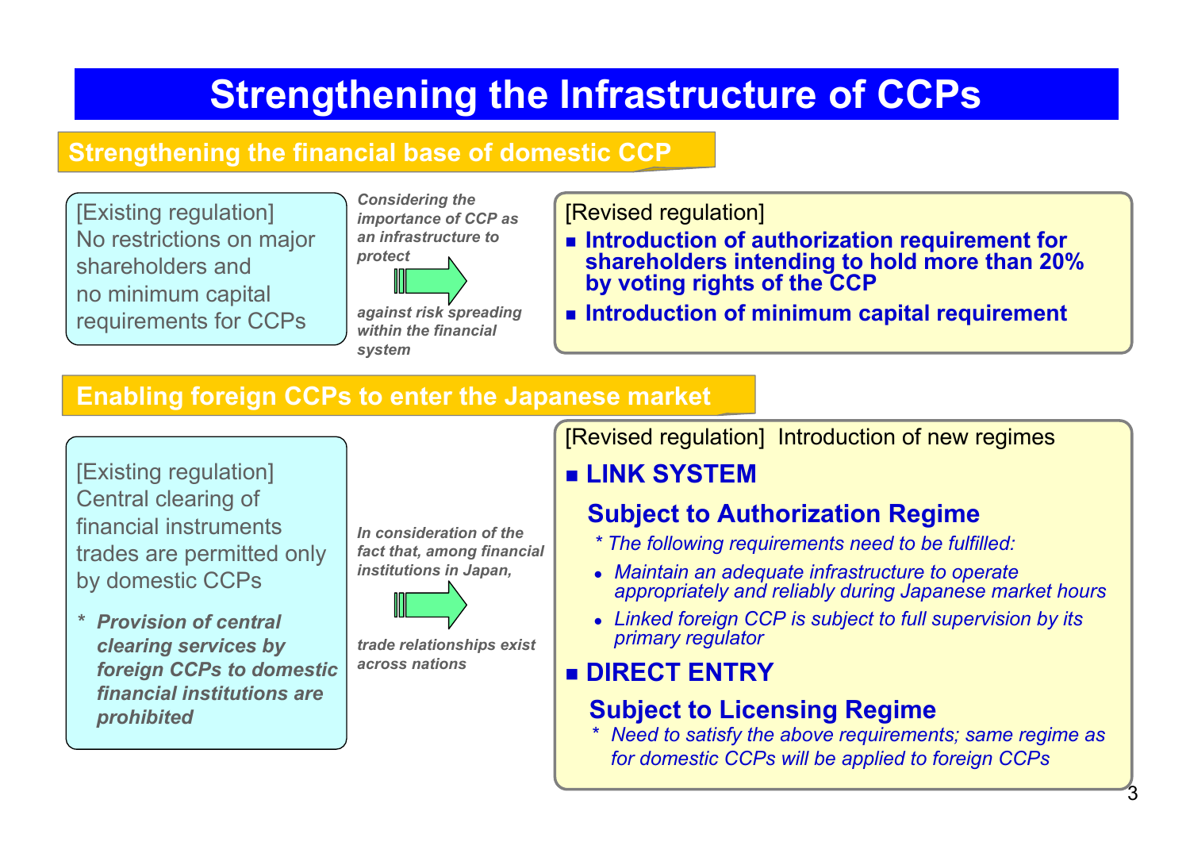# Strengthening the Infrastructure of CCPs

## Strengthening the financial base of domestic CCP

[Existing regulation]
No restrictions on major shareholders and no minimum capital requirements for CCPs

*Considering the importance of CCP as an infrastructure to protect against risk spreading within the financial system*

[Revised regulation]

- **Introduction of authorization requirement for shareholders intending to hold more than 20% by voting rights of the CCP**
- **Introduction of minimum capital requirement**

## Enabling foreign CCPs to enter the Japanese market

[Existing regulation]
Central clearing of financial instruments trades are permitted only by domestic CCPs

\* ***Provision of central clearing services by foreign CCPs to domestic financial institutions are prohibited***

*In consideration of the fact that, among financial institutions in Japan, trade relationships exist across nations*

[Revised regulation] Introduction of new regimes

- **LINK SYSTEM**

  **Subject to Authorization Regime**

  *\* The following requirements need to be fulfilled:*
  - *Maintain an adequate infrastructure to operate appropriately and reliably during Japanese market hours*
  - *Linked foreign CCP is subject to full supervision by its primary regulator*

- **DIRECT ENTRY**

  **Subject to Licensing Regime**

  *\* Need to satisfy the above requirements; same regime as for domestic CCPs will be applied to foreign CCPs*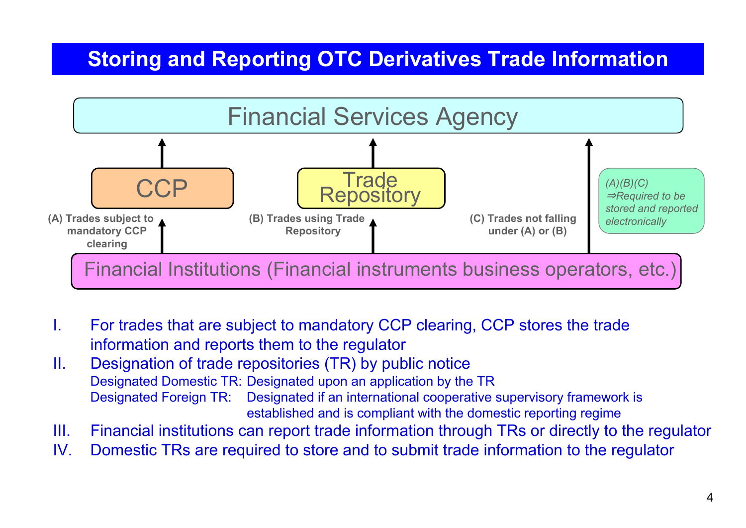# Storing and Reporting OTC Derivatives Trade Information

Financial Services Agency

CCP

Trade Repository

(A) Trades subject to mandatory CCP clearing

(B) Trades using Trade Repository

(C) Trades not falling under (A) or (B)

*(A)(B)(C) ⇒Required to be stored and reported electronically*

Financial Institutions (Financial instruments business operators, etc.)

I. For trades that are subject to mandatory CCP clearing, CCP stores the trade information and reports them to the regulator

II. Designation of trade repositories (TR) by public notice

   Designated Domestic TR: Designated upon an application by the TR

   Designated Foreign TR: Designated if an international cooperative supervisory framework is established and is compliant with the domestic reporting regime

III. Financial institutions can report trade information through TRs or directly to the regulator

IV. Domestic TRs are required to store and to submit trade information to the regulator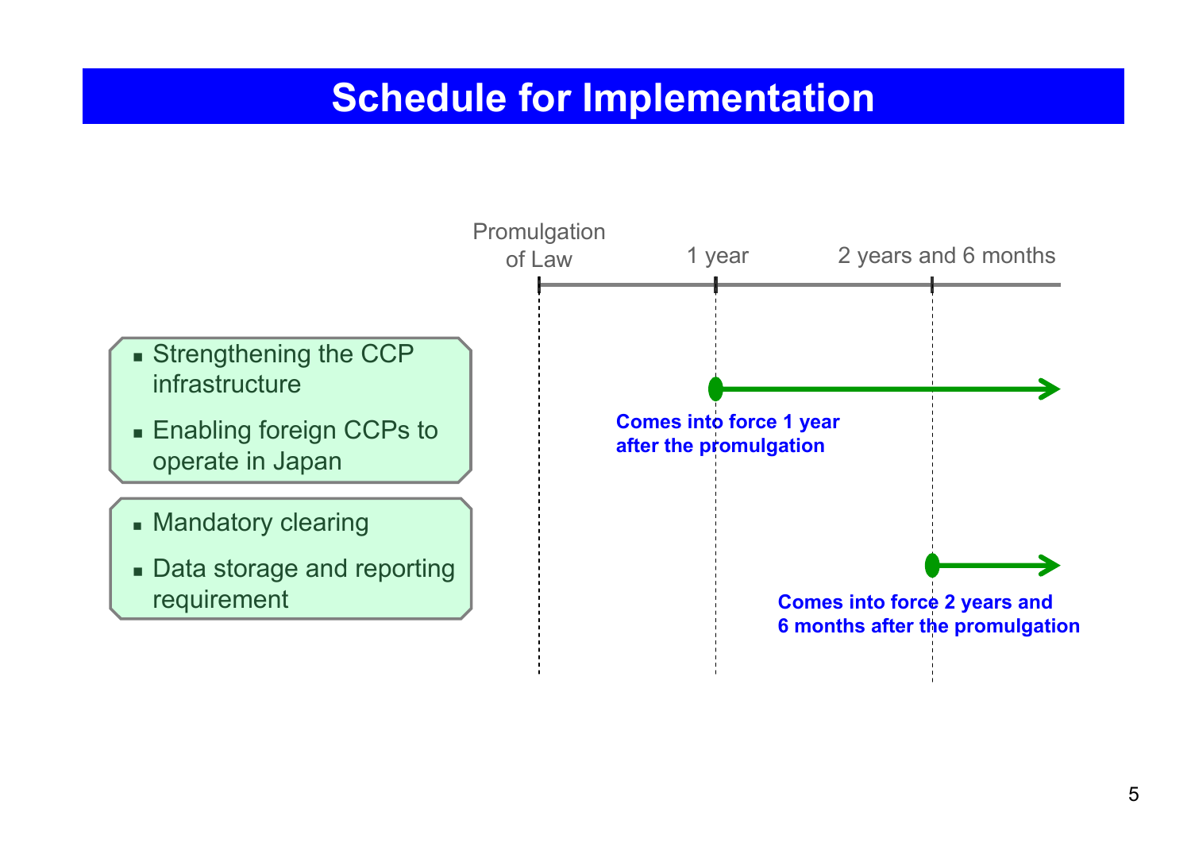# Schedule for Implementation

Promulgation of Law | 1 year | 2 years and 6 months

- Strengthening the CCP infrastructure
- Enabling foreign CCPs to operate in Japan

**Comes into force 1 year after the promulgation**

- Mandatory clearing
- Data storage and reporting requirement

**Comes into force 2 years and 6 months after the promulgation**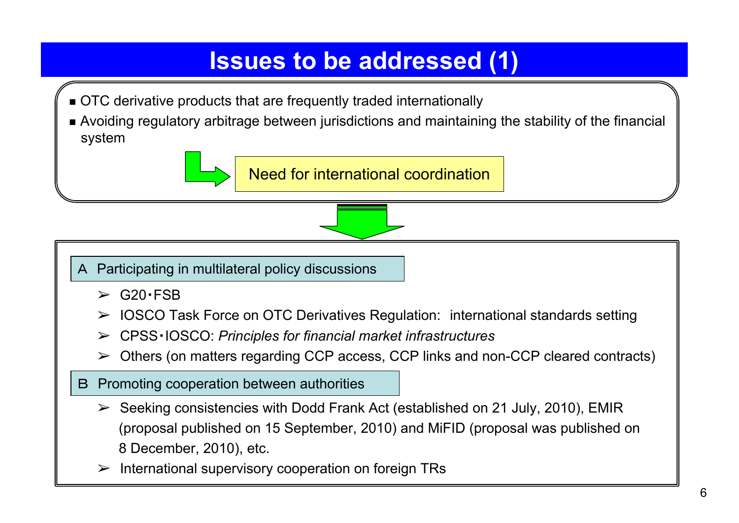# Issues to be addressed (1)

- OTC derivative products that are frequently traded internationally
- Avoiding regulatory arbitrage between jurisdictions and maintaining the stability of the financial system

→ **Need for international coordination**

## A Participating in multilateral policy discussions

- G20・FSB
- IOSCO Task Force on OTC Derivatives Regulation: international standards setting
- CPSS・IOSCO: *Principles for financial market infrastructures*
- Others (on matters regarding CCP access, CCP links and non-CCP cleared contracts)

## B Promoting cooperation between authorities

- Seeking consistencies with Dodd Frank Act (established on 21 July, 2010), EMIR (proposal published on 15 September, 2010) and MiFID (proposal was published on 8 December, 2010), etc.
- International supervisory cooperation on foreign TRs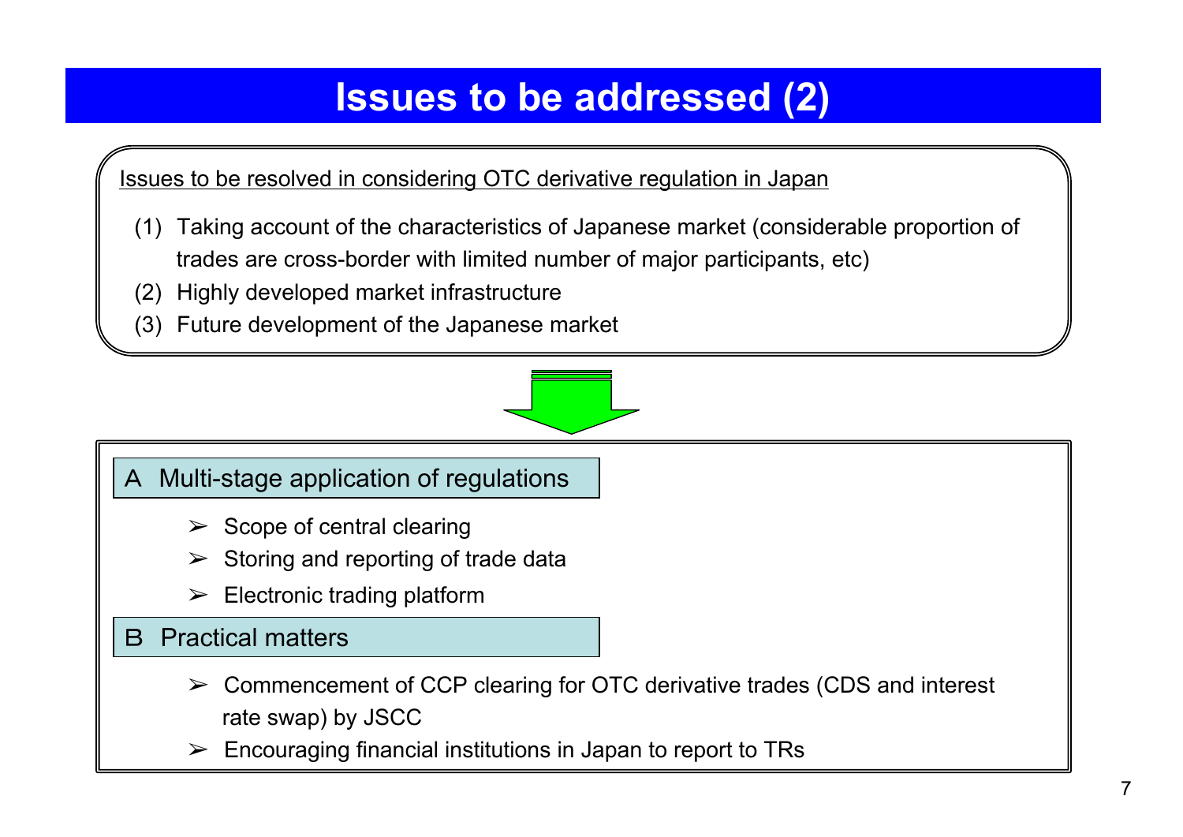# Issues to be addressed (2)

Issues to be resolved in considering OTC derivative regulation in Japan

(1) Taking account of the characteristics of Japanese market (considerable proportion of trades are cross-border with limited number of major participants, etc)
(2) Highly developed market infrastructure
(3) Future development of the Japanese market

## A Multi-stage application of regulations

- Scope of central clearing
- Storing and reporting of trade data
- Electronic trading platform

## B Practical matters

- Commencement of CCP clearing for OTC derivative trades (CDS and interest rate swap) by JSCC
- Encouraging financial institutions in Japan to report to TRs